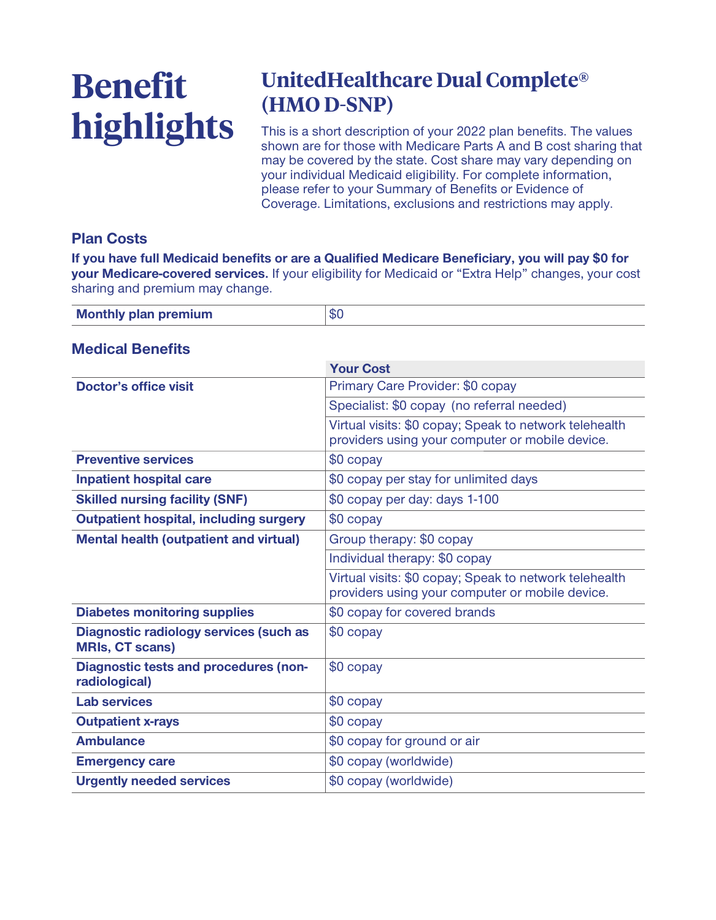# Benefit highlights

## UnitedHealthcare Dual Complete® (HMO D-SNP)

This is a short description of your 2022 plan benefits. The values shown are for those with Medicare Parts A and B cost sharing that may be covered by the state. Cost share may vary depending on your individual Medicaid eligibility. For complete information, please refer to your Summary of Benefits or Evidence of Coverage. Limitations, exclusions and restrictions may apply.

### Plan Costs

**If you have full Medicaid benefits or are a Qualified Medicare Beneficiary, you will pay $0 for your Medicare-covered services.** If your eligibility for Medicaid or "Extra Help" changes, your cost sharing and premium may change.

| **Monthly plan premium** | $0 |
|---|---|

### Medical Benefits

| | **Your Cost** |
|---|---|
| **Doctor's office visit** | Primary Care Provider: $0 copay |
| | Specialist: $0 copay (no referral needed) |
| | Virtual visits: $0 copay; Speak to network telehealth providers using your computer or mobile device. |
| **Preventive services** | $0 copay |
| **Inpatient hospital care** | $0 copay per stay for unlimited days |
| **Skilled nursing facility (SNF)** | $0 copay per day: days 1-100 |
| **Outpatient hospital, including surgery** | $0 copay |
| **Mental health (outpatient and virtual)** | Group therapy: $0 copay |
| | Individual therapy: $0 copay |
| | Virtual visits: $0 copay; Speak to network telehealth providers using your computer or mobile device. |
| **Diabetes monitoring supplies** | $0 copay for covered brands |
| **Diagnostic radiology services (such as MRIs, CT scans)** | $0 copay |
| **Diagnostic tests and procedures (non-radiological)** | $0 copay |
| **Lab services** | $0 copay |
| **Outpatient x-rays** | $0 copay |
| **Ambulance** | $0 copay for ground or air |
| **Emergency care** | $0 copay (worldwide) |
| **Urgently needed services** | $0 copay (worldwide) |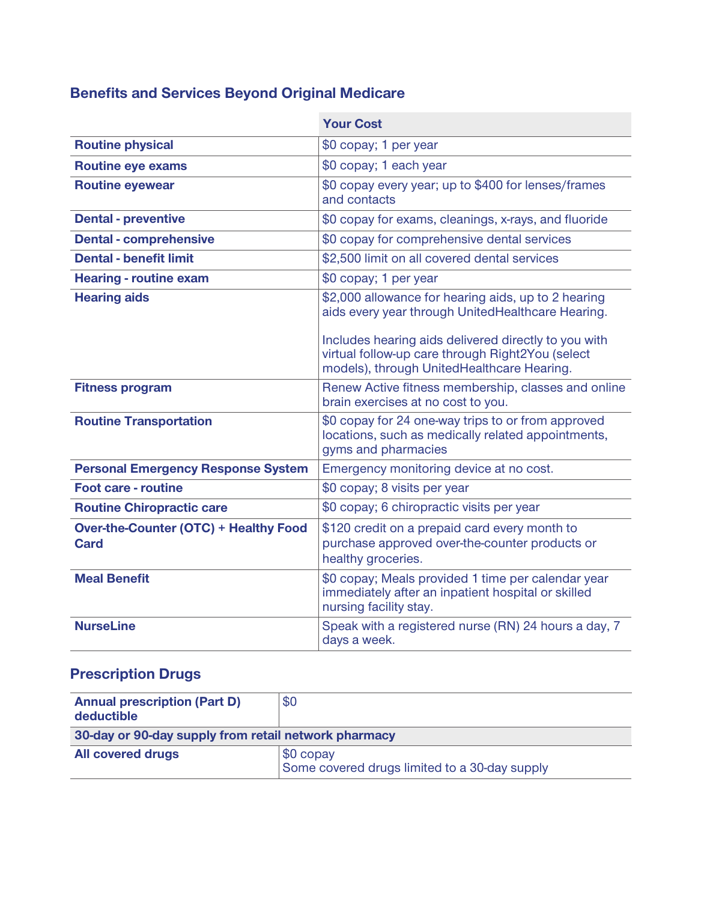## Benefits and Services Beyond Original Medicare

| | Your Cost |
|---|---|
| **Routine physical** | $0 copay; 1 per year |
| **Routine eye exams** | $0 copay; 1 each year |
| **Routine eyewear** | $0 copay every year; up to $400 for lenses/frames and contacts |
| **Dental - preventive** | $0 copay for exams, cleanings, x-rays, and fluoride |
| **Dental - comprehensive** | $0 copay for comprehensive dental services |
| **Dental - benefit limit** | $2,500 limit on all covered dental services |
| **Hearing - routine exam** | $0 copay; 1 per year |
| **Hearing aids** | $2,000 allowance for hearing aids, up to 2 hearing aids every year through UnitedHealthcare Hearing.<br><br>Includes hearing aids delivered directly to you with virtual follow-up care through Right2You (select models), through UnitedHealthcare Hearing. |
| **Fitness program** | Renew Active fitness membership, classes and online brain exercises at no cost to you. |
| **Routine Transportation** | $0 copay for 24 one-way trips to or from approved locations, such as medically related appointments, gyms and pharmacies |
| **Personal Emergency Response System** | Emergency monitoring device at no cost. |
| **Foot care - routine** | $0 copay; 8 visits per year |
| **Routine Chiropractic care** | $0 copay; 6 chiropractic visits per year |
| **Over-the-Counter (OTC) + Healthy Food Card** | $120 credit on a prepaid card every month to purchase approved over-the-counter products or healthy groceries. |
| **Meal Benefit** | $0 copay; Meals provided 1 time per calendar year immediately after an inpatient hospital or skilled nursing facility stay. |
| **NurseLine** | Speak with a registered nurse (RN) 24 hours a day, 7 days a week. |

## Prescription Drugs

| | |
|---|---|
| **Annual prescription (Part D) deductible** | $0 |
| **30-day or 90-day supply from retail network pharmacy** | |
| **All covered drugs** | $0 copay<br>Some covered drugs limited to a 30-day supply |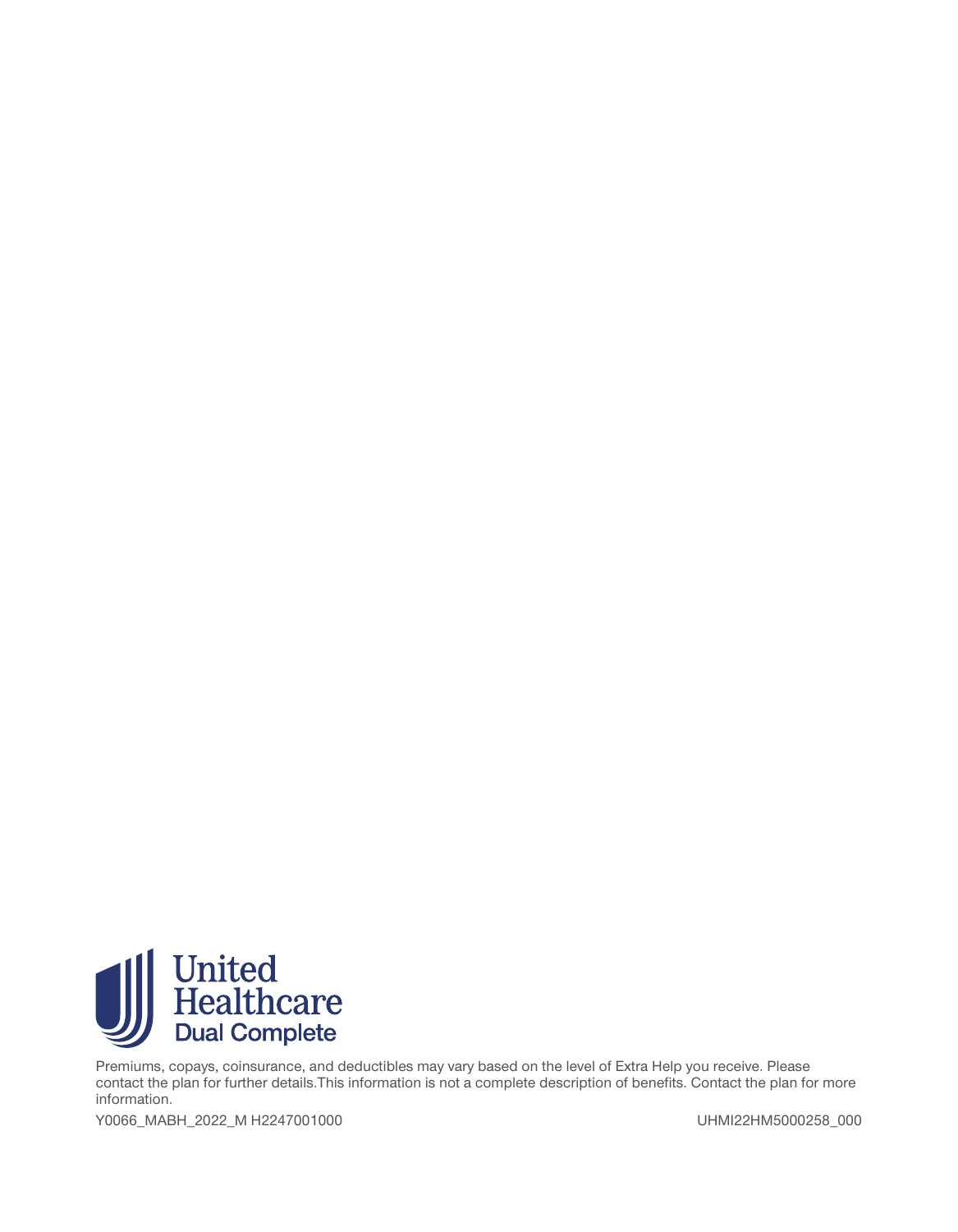United Healthcare Dual Complete

Premiums, copays, coinsurance, and deductibles may vary based on the level of Extra Help you receive. Please contact the plan for further details.This information is not a complete description of benefits. Contact the plan for more information.

Y0066_MABH_2022_M H2247001000

UHMI22HM5000258_000